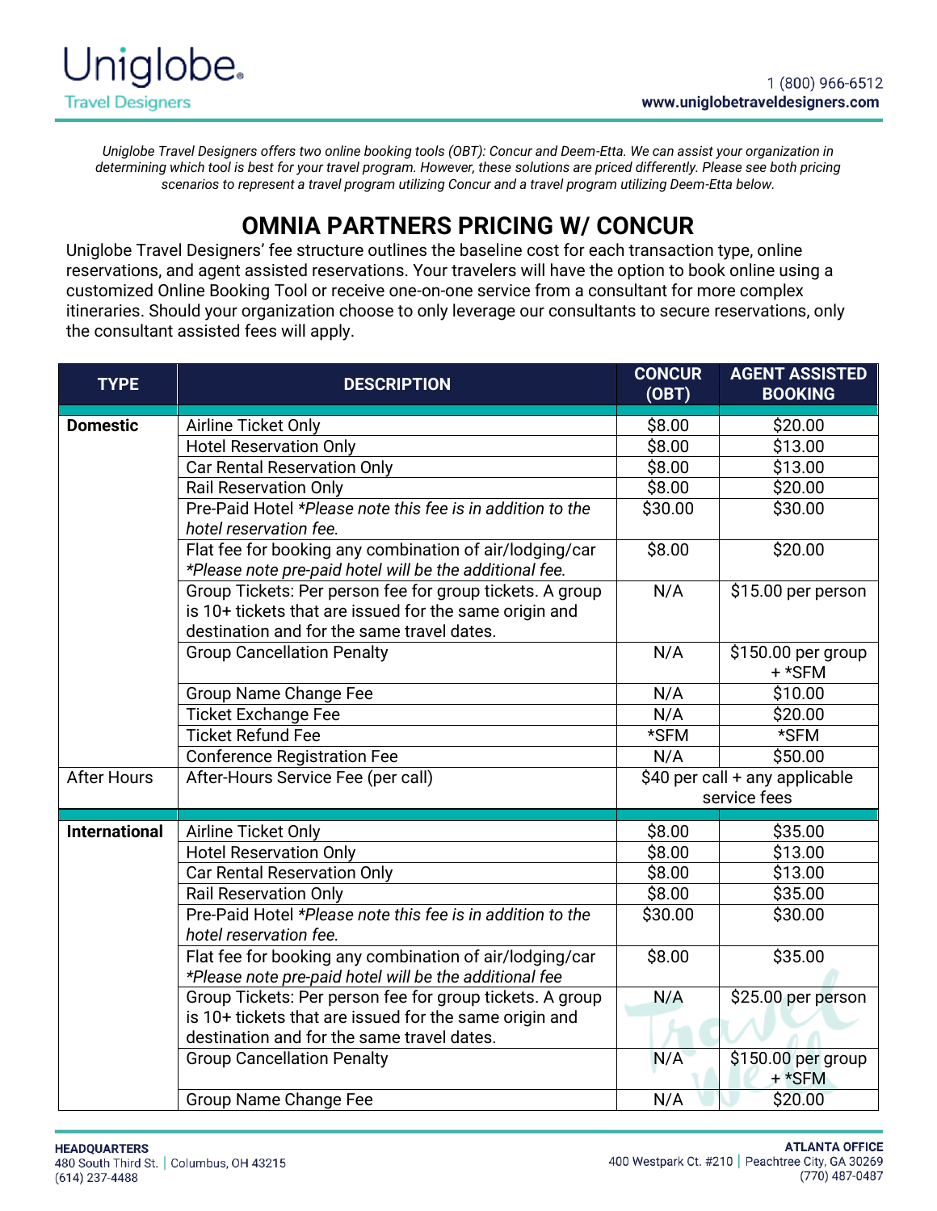*Uniglobe Travel Designers offers two online booking tools (OBT): Concur and Deem-Etta. We can assist your organization in determining which tool is best for your travel program. However, these solutions are priced differently. Please see both pricing scenarios to represent a travel program utilizing Concur and a travel program utilizing Deem-Etta below.*

# OMNIA PARTNERS PRICING W/ CONCUR

Uniglobe Travel Designers' fee structure outlines the baseline cost for each transaction type, online reservations, and agent assisted reservations. Your travelers will have the option to book online using a customized Online Booking Tool or receive one-on-one service from a consultant for more complex itineraries. Should your organization choose to only leverage our consultants to secure reservations, only the consultant assisted fees will apply.

| TYPE | DESCRIPTION | CONCUR (OBT) | AGENT ASSISTED BOOKING |
|---|---|---|---|
| **Domestic** | Airline Ticket Only | $8.00 | $20.00 |
| | Hotel Reservation Only | $8.00 | $13.00 |
| | Car Rental Reservation Only | $8.00 | $13.00 |
| | Rail Reservation Only | $8.00 | $20.00 |
| | Pre-Paid Hotel *\*Please note this fee is in addition to the hotel reservation fee.* | $30.00 | $30.00 |
| | Flat fee for booking any combination of air/lodging/car *\*Please note pre-paid hotel will be the additional fee.* | $8.00 | $20.00 |
| | Group Tickets: Per person fee for group tickets. A group is 10+ tickets that are issued for the same origin and destination and for the same travel dates. | N/A | $15.00 per person |
| | Group Cancellation Penalty | N/A | $150.00 per group + *SFM |
| | Group Name Change Fee | N/A | $10.00 |
| | Ticket Exchange Fee | N/A | $20.00 |
| | Ticket Refund Fee | *SFM | *SFM |
| | Conference Registration Fee | N/A | $50.00 |
| After Hours | After-Hours Service Fee (per call) | $40 per call + any applicable service fees | |
| **International** | Airline Ticket Only | $8.00 | $35.00 |
| | Hotel Reservation Only | $8.00 | $13.00 |
| | Car Rental Reservation Only | $8.00 | $13.00 |
| | Rail Reservation Only | $8.00 | $35.00 |
| | Pre-Paid Hotel *\*Please note this fee is in addition to the hotel reservation fee.* | $30.00 | $30.00 |
| | Flat fee for booking any combination of air/lodging/car *\*Please note pre-paid hotel will be the additional fee* | $8.00 | $35.00 |
| | Group Tickets: Per person fee for group tickets. A group is 10+ tickets that are issued for the same origin and destination and for the same travel dates. | N/A | $25.00 per person |
| | Group Cancellation Penalty | N/A | $150.00 per group + *SFM |
| | Group Name Change Fee | N/A | $20.00 |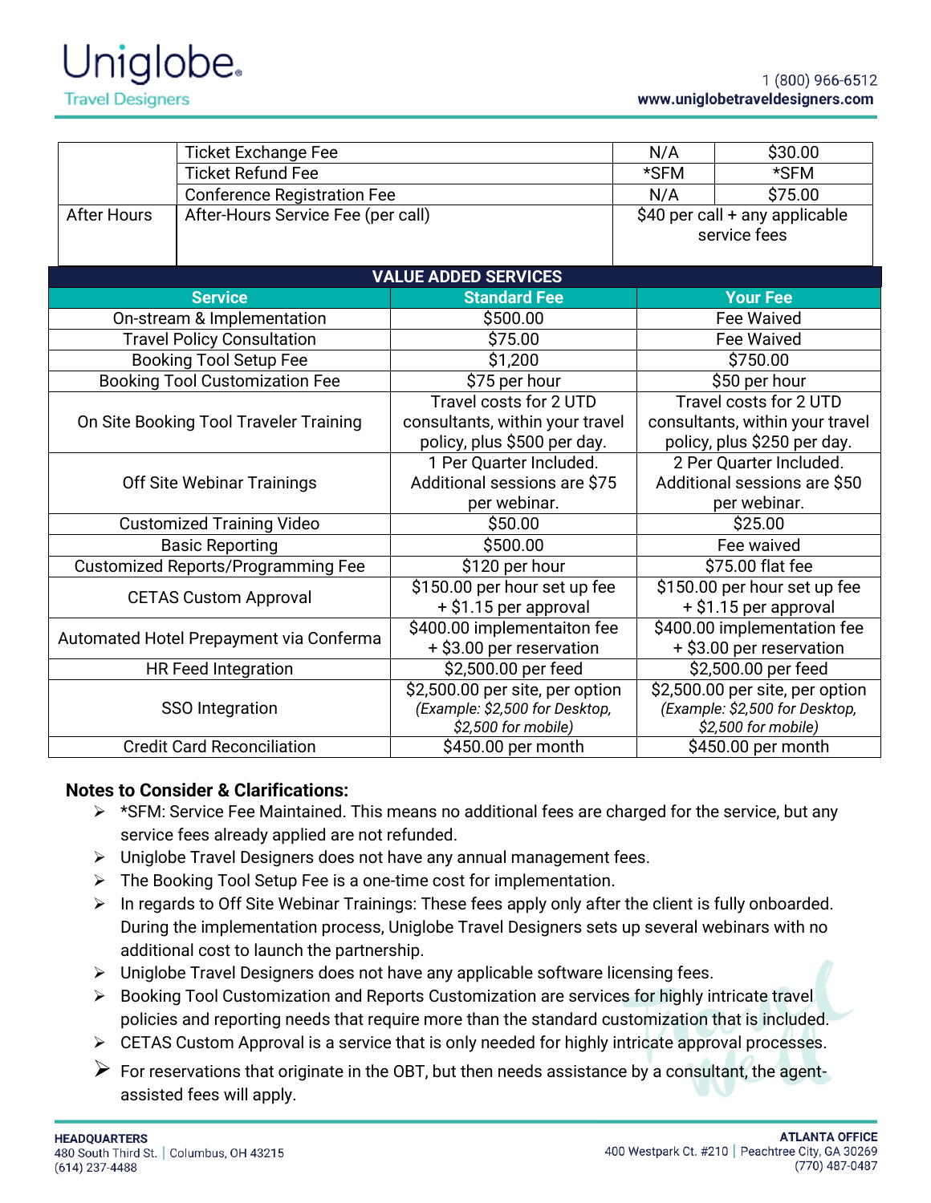| | | | |
|---|---|---|---|
| | Ticket Exchange Fee | N/A | $30.00 |
| | Ticket Refund Fee | *SFM | *SFM |
| | Conference Registration Fee | N/A | $75.00 |
| After Hours | After-Hours Service Fee (per call) | $40 per call + any applicable service fees | |

| VALUE ADDED SERVICES | | |
|---|---|---|
| **Service** | **Standard Fee** | **Your Fee** |
| On-stream & Implementation | $500.00 | Fee Waived |
| Travel Policy Consultation | $75.00 | Fee Waived |
| Booking Tool Setup Fee | $1,200 | $750.00 |
| Booking Tool Customization Fee | $75 per hour | $50 per hour |
| On Site Booking Tool Traveler Training | Travel costs for 2 UTD consultants, within your travel policy, plus $500 per day. | Travel costs for 2 UTD consultants, within your travel policy, plus $250 per day. |
| Off Site Webinar Trainings | 1 Per Quarter Included. Additional sessions are $75 per webinar. | 2 Per Quarter Included. Additional sessions are $50 per webinar. |
| Customized Training Video | $50.00 | $25.00 |
| Basic Reporting | $500.00 | Fee waived |
| Customized Reports/Programming Fee | $120 per hour | $75.00 flat fee |
| CETAS Custom Approval | $150.00 per hour set up fee + $1.15 per approval | $150.00 per hour set up fee + $1.15 per approval |
| Automated Hotel Prepayment via Conferma | $400.00 implementaiton fee + $3.00 per reservation | $400.00 implementation fee + $3.00 per reservation |
| HR Feed Integration | $2,500.00 per feed | $2,500.00 per feed |
| SSO Integration | $2,500.00 per site, per option *(Example: $2,500 for Desktop, $2,500 for mobile)* | $2,500.00 per site, per option *(Example: $2,500 for Desktop, $2,500 for mobile)* |
| Credit Card Reconciliation | $450.00 per month | $450.00 per month |

**Notes to Consider & Clarifications:**

- *SFM: Service Fee Maintained. This means no additional fees are charged for the service, but any service fees already applied are not refunded.
- Uniglobe Travel Designers does not have any annual management fees.
- The Booking Tool Setup Fee is a one-time cost for implementation.
- In regards to Off Site Webinar Trainings: These fees apply only after the client is fully onboarded. During the implementation process, Uniglobe Travel Designers sets up several webinars with no additional cost to launch the partnership.
- Uniglobe Travel Designers does not have any applicable software licensing fees.
- Booking Tool Customization and Reports Customization are services for highly intricate travel policies and reporting needs that require more than the standard customization that is included.
- CETAS Custom Approval is a service that is only needed for highly intricate approval processes.
- For reservations that originate in the OBT, but then needs assistance by a consultant, the agent-assisted fees will apply.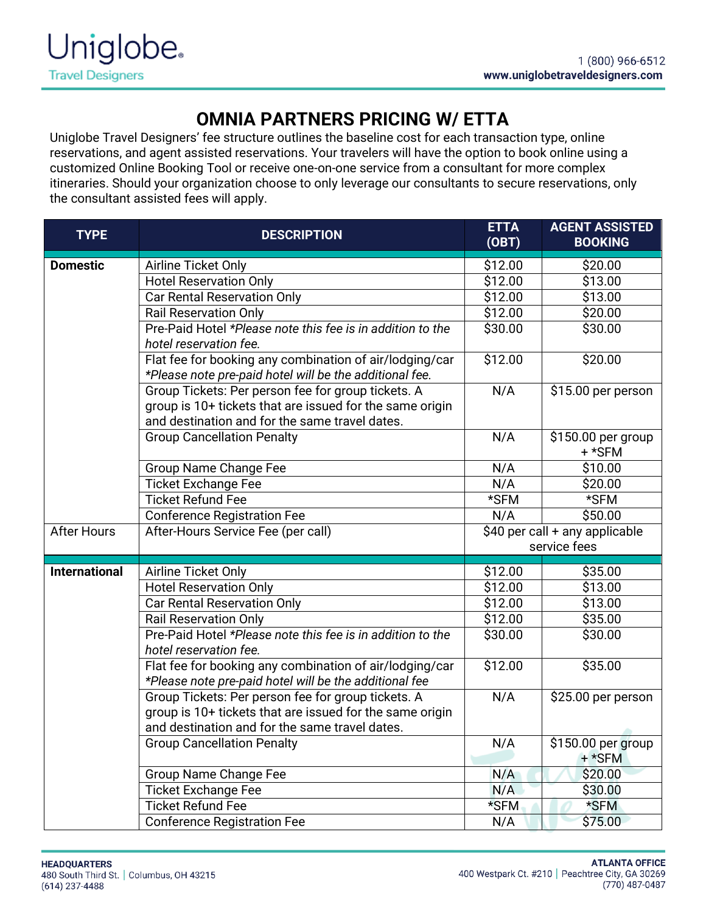# OMNIA PARTNERS PRICING W/ ETTA

Uniglobe Travel Designers' fee structure outlines the baseline cost for each transaction type, online reservations, and agent assisted reservations. Your travelers will have the option to book online using a customized Online Booking Tool or receive one-on-one service from a consultant for more complex itineraries. Should your organization choose to only leverage our consultants to secure reservations, only the consultant assisted fees will apply.

| TYPE | DESCRIPTION | ETTA (OBT) | AGENT ASSISTED BOOKING |
|---|---|---|---|
| **Domestic** | Airline Ticket Only | $12.00 | $20.00 |
| | Hotel Reservation Only | $12.00 | $13.00 |
| | Car Rental Reservation Only | $12.00 | $13.00 |
| | Rail Reservation Only | $12.00 | $20.00 |
| | Pre-Paid Hotel *Please note this fee is in addition to the hotel reservation fee.* | $30.00 | $30.00 |
| | Flat fee for booking any combination of air/lodging/car *\*Please note pre-paid hotel will be the additional fee.* | $12.00 | $20.00 |
| | Group Tickets: Per person fee for group tickets. A group is 10+ tickets that are issued for the same origin and destination and for the same travel dates. | N/A | $15.00 per person |
| | Group Cancellation Penalty | N/A | $150.00 per group + *SFM |
| | Group Name Change Fee | N/A | $10.00 |
| | Ticket Exchange Fee | N/A | $20.00 |
| | Ticket Refund Fee | *SFM | *SFM |
| | Conference Registration Fee | N/A | $50.00 |
| After Hours | After-Hours Service Fee (per call) | $40 per call + any applicable service fees | |
| **International** | Airline Ticket Only | $12.00 | $35.00 |
| | Hotel Reservation Only | $12.00 | $13.00 |
| | Car Rental Reservation Only | $12.00 | $13.00 |
| | Rail Reservation Only | $12.00 | $35.00 |
| | Pre-Paid Hotel *Please note this fee is in addition to the hotel reservation fee.* | $30.00 | $30.00 |
| | Flat fee for booking any combination of air/lodging/car *\*Please note pre-paid hotel will be the additional fee* | $12.00 | $35.00 |
| | Group Tickets: Per person fee for group tickets. A group is 10+ tickets that are issued for the same origin and destination and for the same travel dates. | N/A | $25.00 per person |
| | Group Cancellation Penalty | N/A | $150.00 per group + *SFM |
| | Group Name Change Fee | N/A | $20.00 |
| | Ticket Exchange Fee | N/A | $30.00 |
| | Ticket Refund Fee | *SFM | *SFM |
| | Conference Registration Fee | N/A | $75.00 |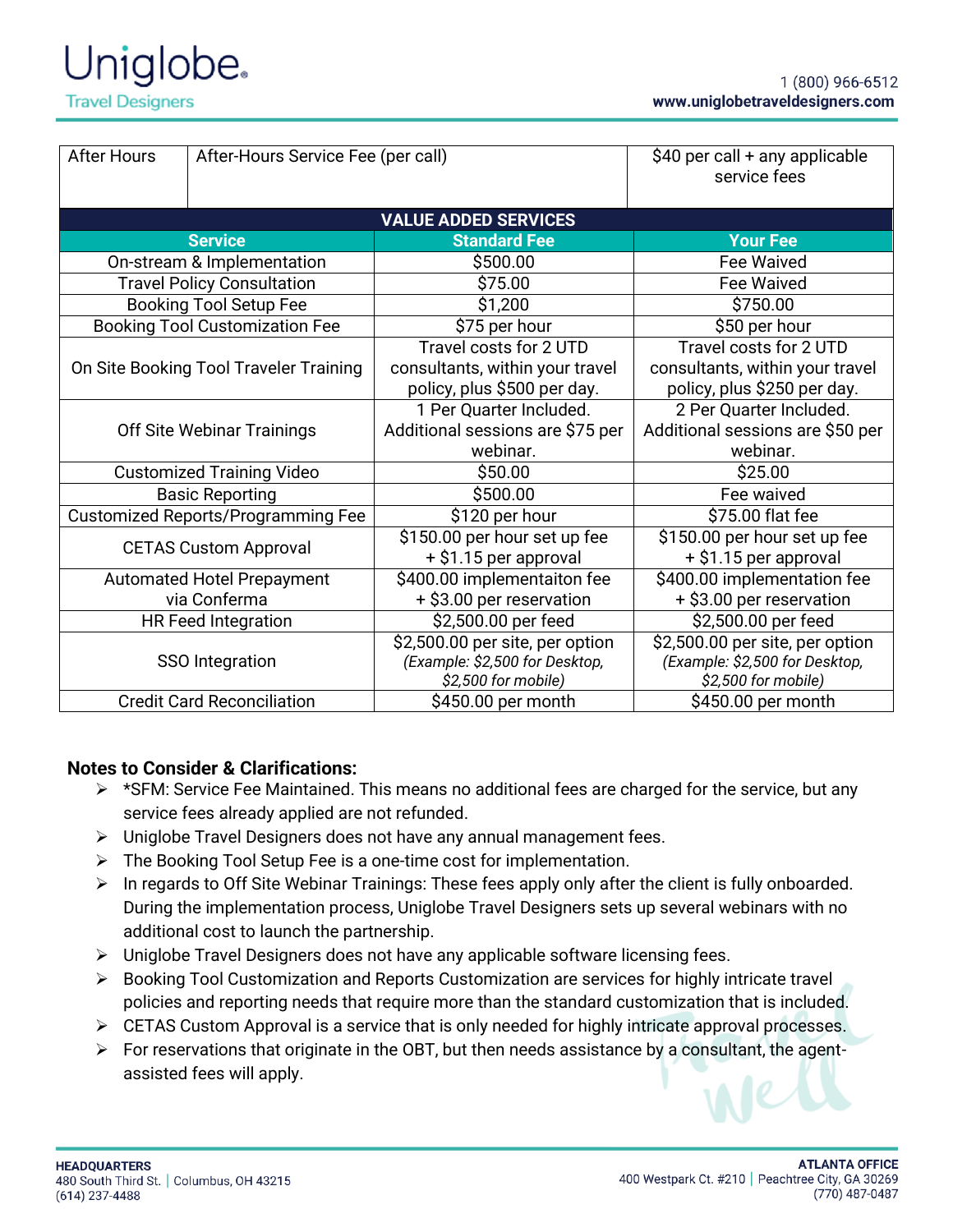| After Hours | After-Hours Service Fee (per call) | $40 per call + any applicable service fees |
|---|---|---|

| VALUE ADDED SERVICES | | |
|---|---|---|
| **Service** | **Standard Fee** | **Your Fee** |
| On-stream & Implementation | $500.00 | Fee Waived |
| Travel Policy Consultation | $75.00 | Fee Waived |
| Booking Tool Setup Fee | $1,200 | $750.00 |
| Booking Tool Customization Fee | $75 per hour | $50 per hour |
| On Site Booking Tool Traveler Training | Travel costs for 2 UTD consultants, within your travel policy, plus $500 per day. | Travel costs for 2 UTD consultants, within your travel policy, plus $250 per day. |
| Off Site Webinar Trainings | 1 Per Quarter Included. Additional sessions are $75 per webinar. | 2 Per Quarter Included. Additional sessions are $50 per webinar. |
| Customized Training Video | $50.00 | $25.00 |
| Basic Reporting | $500.00 | Fee waived |
| Customized Reports/Programming Fee | $120 per hour | $75.00 flat fee |
| CETAS Custom Approval | $150.00 per hour set up fee + $1.15 per approval | $150.00 per hour set up fee + $1.15 per approval |
| Automated Hotel Prepayment via Conferma | $400.00 implementaiton fee + $3.00 per reservation | $400.00 implementation fee + $3.00 per reservation |
| HR Feed Integration | $2,500.00 per feed | $2,500.00 per feed |
| SSO Integration | $2,500.00 per site, per option *(Example: $2,500 for Desktop, $2,500 for mobile)* | $2,500.00 per site, per option *(Example: $2,500 for Desktop, $2,500 for mobile)* |
| Credit Card Reconciliation | $450.00 per month | $450.00 per month |

**Notes to Consider & Clarifications:**

- *SFM: Service Fee Maintained. This means no additional fees are charged for the service, but any service fees already applied are not refunded.
- Uniglobe Travel Designers does not have any annual management fees.
- The Booking Tool Setup Fee is a one-time cost for implementation.
- In regards to Off Site Webinar Trainings: These fees apply only after the client is fully onboarded. During the implementation process, Uniglobe Travel Designers sets up several webinars with no additional cost to launch the partnership.
- Uniglobe Travel Designers does not have any applicable software licensing fees.
- Booking Tool Customization and Reports Customization are services for highly intricate travel policies and reporting needs that require more than the standard customization that is included.
- CETAS Custom Approval is a service that is only needed for highly intricate approval processes.
- For reservations that originate in the OBT, but then needs assistance by a consultant, the agent-assisted fees will apply.